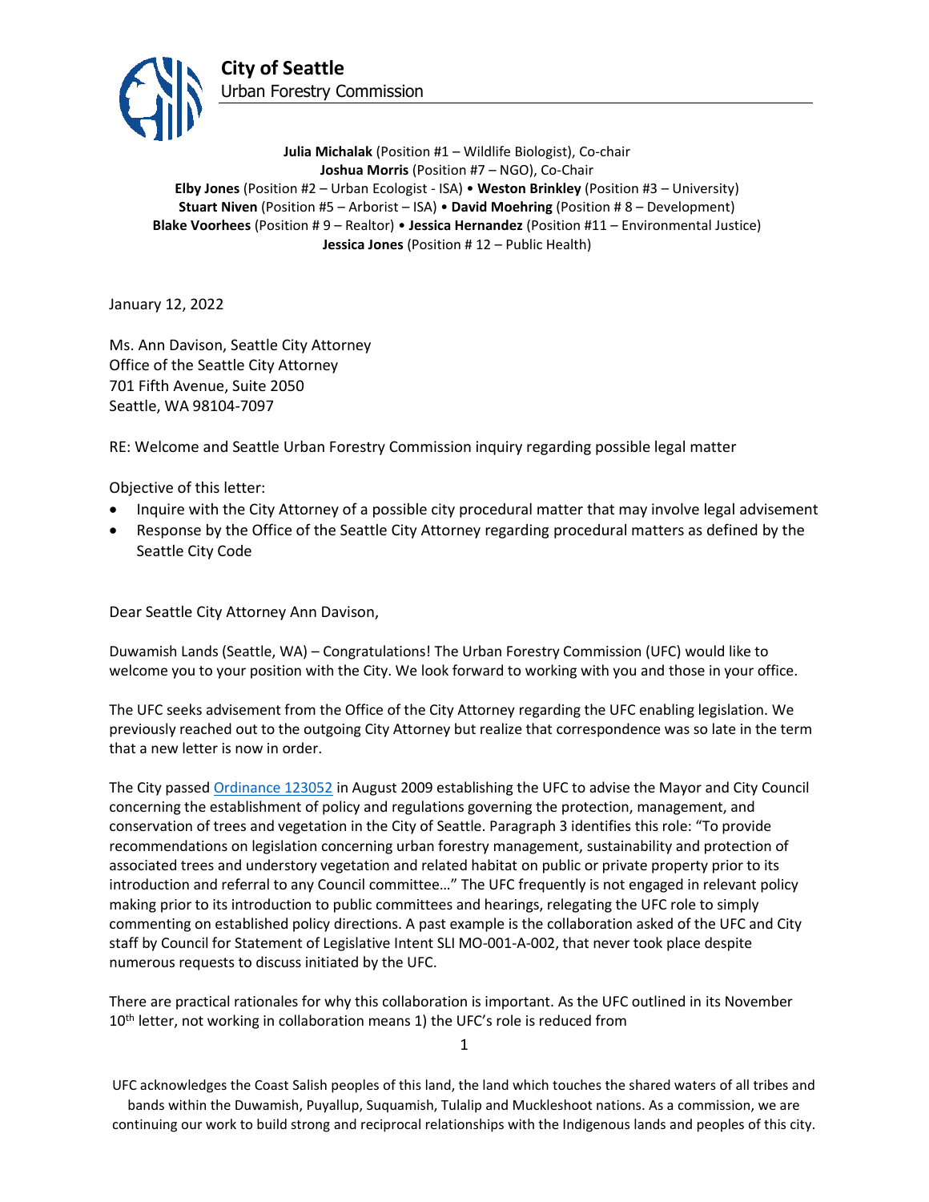**City of Seattle**
Urban Forestry Commission

**Julia Michalak** (Position #1 – Wildlife Biologist), Co-chair
**Joshua Morris** (Position #7 – NGO), Co-Chair
**Elby Jones** (Position #2 – Urban Ecologist - ISA) • **Weston Brinkley** (Position #3 – University)
**Stuart Niven** (Position #5 – Arborist – ISA) • **David Moehring** (Position # 8 – Development)
**Blake Voorhees** (Position # 9 – Realtor) • **Jessica Hernandez** (Position #11 – Environmental Justice)
**Jessica Jones** (Position # 12 – Public Health)

January 12, 2022

Ms. Ann Davison, Seattle City Attorney
Office of the Seattle City Attorney
701 Fifth Avenue, Suite 2050
Seattle, WA 98104-7097

RE: Welcome and Seattle Urban Forestry Commission inquiry regarding possible legal matter

Objective of this letter:

- Inquire with the City Attorney of a possible city procedural matter that may involve legal advisement
- Response by the Office of the Seattle City Attorney regarding procedural matters as defined by the Seattle City Code

Dear Seattle City Attorney Ann Davison,

Duwamish Lands (Seattle, WA) – Congratulations! The Urban Forestry Commission (UFC) would like to welcome you to your position with the City. We look forward to working with you and those in your office.

The UFC seeks advisement from the Office of the City Attorney regarding the UFC enabling legislation. We previously reached out to the outgoing City Attorney but realize that correspondence was so late in the term that a new letter is now in order.

The City passed Ordinance 123052 in August 2009 establishing the UFC to advise the Mayor and City Council concerning the establishment of policy and regulations governing the protection, management, and conservation of trees and vegetation in the City of Seattle. Paragraph 3 identifies this role: "To provide recommendations on legislation concerning urban forestry management, sustainability and protection of associated trees and understory vegetation and related habitat on public or private property prior to its introduction and referral to any Council committee…" The UFC frequently is not engaged in relevant policy making prior to its introduction to public committees and hearings, relegating the UFC role to simply commenting on established policy directions. A past example is the collaboration asked of the UFC and City staff by Council for Statement of Legislative Intent SLI MO-001-A-002, that never took place despite numerous requests to discuss initiated by the UFC.

There are practical rationales for why this collaboration is important. As the UFC outlined in its November 10th letter, not working in collaboration means 1) the UFC's role is reduced from

UFC acknowledges the Coast Salish peoples of this land, the land which touches the shared waters of all tribes and bands within the Duwamish, Puyallup, Suquamish, Tulalip and Muckleshoot nations. As a commission, we are continuing our work to build strong and reciprocal relationships with the Indigenous lands and peoples of this city.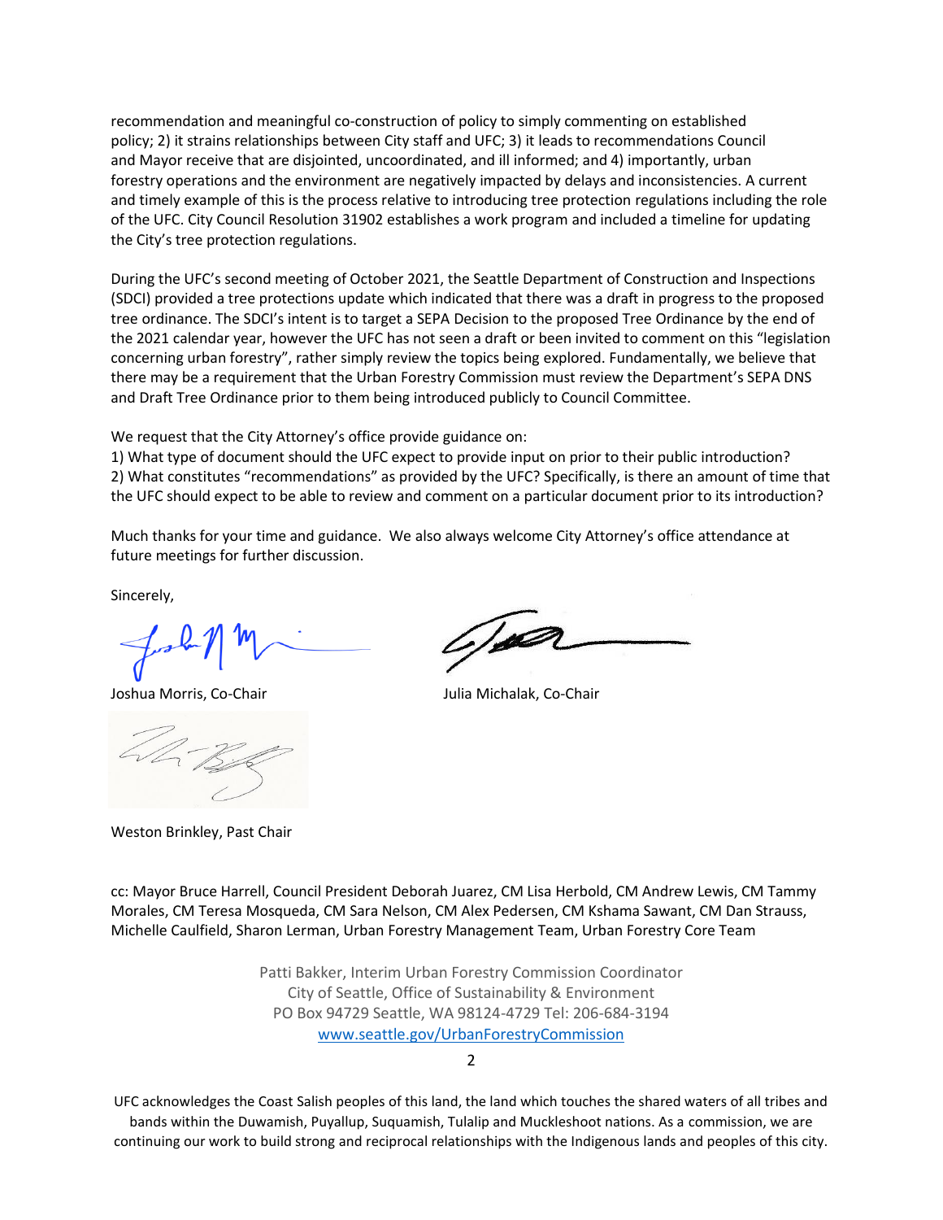recommendation and meaningful co-construction of policy to simply commenting on established policy; 2) it strains relationships between City staff and UFC; 3) it leads to recommendations Council and Mayor receive that are disjointed, uncoordinated, and ill informed; and 4) importantly, urban forestry operations and the environment are negatively impacted by delays and inconsistencies. A current and timely example of this is the process relative to introducing tree protection regulations including the role of the UFC. City Council Resolution 31902 establishes a work program and included a timeline for updating the City's tree protection regulations.

During the UFC's second meeting of October 2021, the Seattle Department of Construction and Inspections (SDCI) provided a tree protections update which indicated that there was a draft in progress to the proposed tree ordinance. The SDCI's intent is to target a SEPA Decision to the proposed Tree Ordinance by the end of the 2021 calendar year, however the UFC has not seen a draft or been invited to comment on this "legislation concerning urban forestry", rather simply review the topics being explored. Fundamentally, we believe that there may be a requirement that the Urban Forestry Commission must review the Department's SEPA DNS and Draft Tree Ordinance prior to them being introduced publicly to Council Committee.

We request that the City Attorney's office provide guidance on:
1) What type of document should the UFC expect to provide input on prior to their public introduction?
2) What constitutes "recommendations" as provided by the UFC? Specifically, is there an amount of time that the UFC should expect to be able to review and comment on a particular document prior to its introduction?

Much thanks for your time and guidance. We also always welcome City Attorney's office attendance at future meetings for further discussion.

Sincerely,

Joshua Morris, Co-Chair

Julia Michalak, Co-Chair

Weston Brinkley, Past Chair

cc: Mayor Bruce Harrell, Council President Deborah Juarez, CM Lisa Herbold, CM Andrew Lewis, CM Tammy Morales, CM Teresa Mosqueda, CM Sara Nelson, CM Alex Pedersen, CM Kshama Sawant, CM Dan Strauss, Michelle Caulfield, Sharon Lerman, Urban Forestry Management Team, Urban Forestry Core Team

Patti Bakker, Interim Urban Forestry Commission Coordinator
City of Seattle, Office of Sustainability & Environment
PO Box 94729 Seattle, WA 98124-4729 Tel: 206-684-3194
www.seattle.gov/UrbanForestryCommission

UFC acknowledges the Coast Salish peoples of this land, the land which touches the shared waters of all tribes and bands within the Duwamish, Puyallup, Suquamish, Tulalip and Muckleshoot nations. As a commission, we are continuing our work to build strong and reciprocal relationships with the Indigenous lands and peoples of this city.